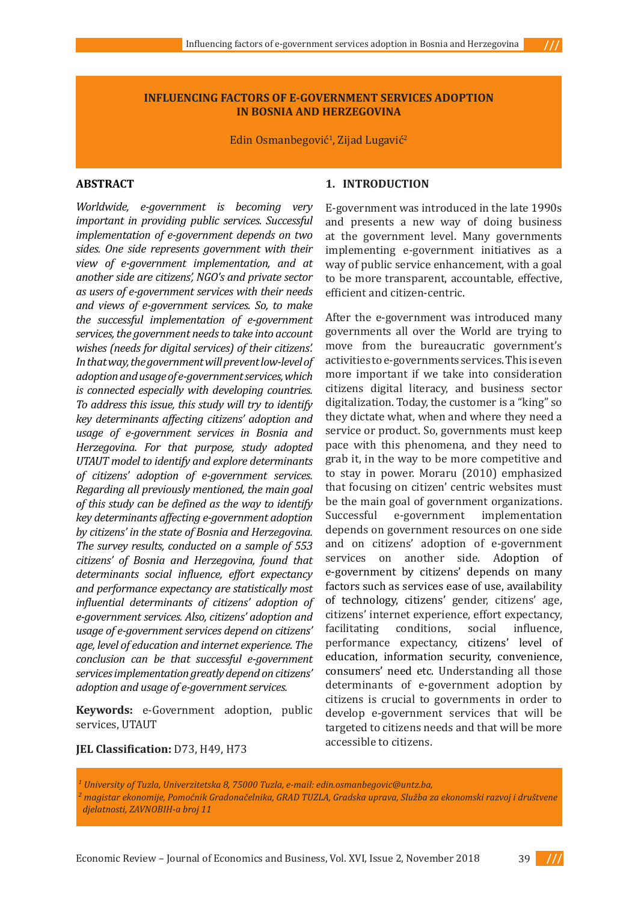# INFLUENCING FACTORS OF E-GOVERNMENT SERVICES ADOPTION IN BOSNIA AND HERZEGOVINA

Edin Osmanbegović[1], Zijad Lugavić[2]

## ABSTRACT

*Worldwide, e-government is becoming very important in providing public services. Successful implementation of e-government depends on two sides. One side represents government with their view of e-government implementation, and at another side are citizens', NGO's and private sector as users of e-government services with their needs and views of e-government services. So, to make the successful implementation of e-government services, the government needs to take into account wishes (needs for digital services) of their citizens'. In that way, the government will prevent low-level of adoption and usage of e-government services, which is connected especially with developing countries. To address this issue, this study will try to identify key determinants affecting citizens' adoption and usage of e-government services in Bosnia and Herzegovina. For that purpose, study adopted UTAUT model to identify and explore determinants of citizens' adoption of e-government services. Regarding all previously mentioned, the main goal of this study can be defined as the way to identify key determinants affecting e-government adoption by citizens' in the state of Bosnia and Herzegovina. The survey results, conducted on a sample of 553 citizens' of Bosnia and Herzegovina, found that determinants social influence, effort expectancy and performance expectancy are statistically most influential determinants of citizens' adoption of e-government services. Also, citizens' adoption and usage of e-government services depend on citizens' age, level of education and internet experience. The conclusion can be that successful e-government services implementation greatly depend on citizens' adoption and usage of e-government services.*

**Keywords:** e-Government adoption, public services, UTAUT

**JEL Classification:** D73, H49, H73

## 1. INTRODUCTION

E-government was introduced in the late 1990s and presents a new way of doing business at the government level. Many governments implementing e-government initiatives as a way of public service enhancement, with a goal to be more transparent, accountable, effective, efficient and citizen-centric.

After the e-government was introduced many governments all over the World are trying to move from the bureaucratic government's activities to e-governments services. This is even more important if we take into consideration citizens digital literacy, and business sector digitalization. Today, the customer is a "king" so they dictate what, when and where they need a service or product. So, governments must keep pace with this phenomena, and they need to grab it, in the way to be more competitive and to stay in power. Moraru (2010) emphasized that focusing on citizen' centric websites must be the main goal of government organizations. Successful e-government implementation depends on government resources on one side and on citizens' adoption of e-government services on another side. Adoption of e-government by citizens' depends on many factors such as services ease of use, availability of technology, citizens' gender, citizens' age, citizens' internet experience, effort expectancy, facilitating conditions, social influence, performance expectancy, citizens' level of education, information security, convenience, consumers' need etc. Understanding all those determinants of e-government adoption by citizens is crucial to governments in order to develop e-government services that will be targeted to citizens needs and that will be more accessible to citizens.

---

*[1] University of Tuzla, Univerzitetska 8, 75000 Tuzla, e-mail: edin.osmanbegovic@untz.ba,*

*[2] magistar ekonomije, Pomoćnik Gradonačelnika, GRAD TUZLA, Gradska uprava, Služba za ekonomski razvoj i društvene djelatnosti, ZAVNOBIH-a broj 11*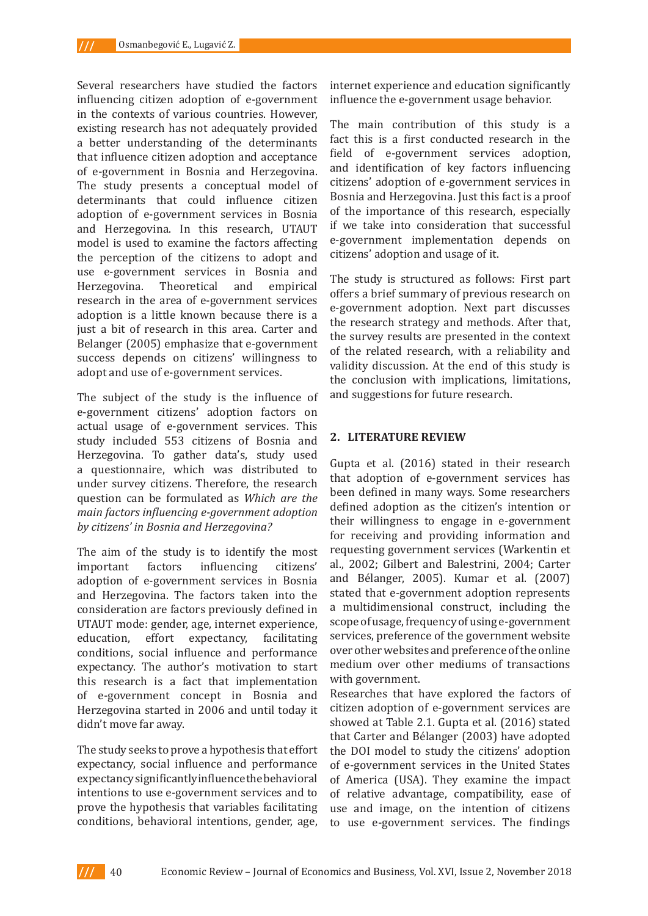Several researchers have studied the factors influencing citizen adoption of e-government in the contexts of various countries. However, existing research has not adequately provided a better understanding of the determinants that influence citizen adoption and acceptance of e-government in Bosnia and Herzegovina. The study presents a conceptual model of determinants that could influence citizen adoption of e-government services in Bosnia and Herzegovina. In this research, UTAUT model is used to examine the factors affecting the perception of the citizens to adopt and use e-government services in Bosnia and Herzegovina. Theoretical and empirical research in the area of e-government services adoption is a little known because there is a just a bit of research in this area. Carter and Belanger (2005) emphasize that e-government success depends on citizens' willingness to adopt and use of e-government services.

The subject of the study is the influence of e-government citizens' adoption factors on actual usage of e-government services. This study included 553 citizens of Bosnia and Herzegovina. To gather data's, study used a questionnaire, which was distributed to under survey citizens. Therefore, the research question can be formulated as *Which are the main factors influencing e-government adoption by citizens' in Bosnia and Herzegovina?*

The aim of the study is to identify the most important factors influencing citizens' adoption of e-government services in Bosnia and Herzegovina. The factors taken into the consideration are factors previously defined in UTAUT mode: gender, age, internet experience, education, effort expectancy, facilitating conditions, social influence and performance expectancy. The author's motivation to start this research is a fact that implementation of e-government concept in Bosnia and Herzegovina started in 2006 and until today it didn't move far away.

The study seeks to prove a hypothesis that effort expectancy, social influence and performance expectancy significantly influence the behavioral intentions to use e-government services and to prove the hypothesis that variables facilitating conditions, behavioral intentions, gender, age, internet experience and education significantly influence the e-government usage behavior.

The main contribution of this study is a fact this is a first conducted research in the field of e-government services adoption, and identification of key factors influencing citizens' adoption of e-government services in Bosnia and Herzegovina. Just this fact is a proof of the importance of this research, especially if we take into consideration that successful e-government implementation depends on citizens' adoption and usage of it.

The study is structured as follows: First part offers a brief summary of previous research on e-government adoption. Next part discusses the research strategy and methods. After that, the survey results are presented in the context of the related research, with a reliability and validity discussion. At the end of this study is the conclusion with implications, limitations, and suggestions for future research.

## 2. LITERATURE REVIEW

Gupta et al. (2016) stated in their research that adoption of e-government services has been defined in many ways. Some researchers defined adoption as the citizen's intention or their willingness to engage in e-government for receiving and providing information and requesting government services (Warkentin et al., 2002; Gilbert and Balestrini, 2004; Carter and Bélanger, 2005). Kumar et al. (2007) stated that e-government adoption represents a multidimensional construct, including the scope of usage, frequency of using e-government services, preference of the government website over other websites and preference of the online medium over other mediums of transactions with government.

Researches that have explored the factors of citizen adoption of e-government services are showed at Table 2.1. Gupta et al. (2016) stated that Carter and Bélanger (2003) have adopted the DOI model to study the citizens' adoption of e-government services in the United States of America (USA). They examine the impact of relative advantage, compatibility, ease of use and image, on the intention of citizens to use e-government services. The findings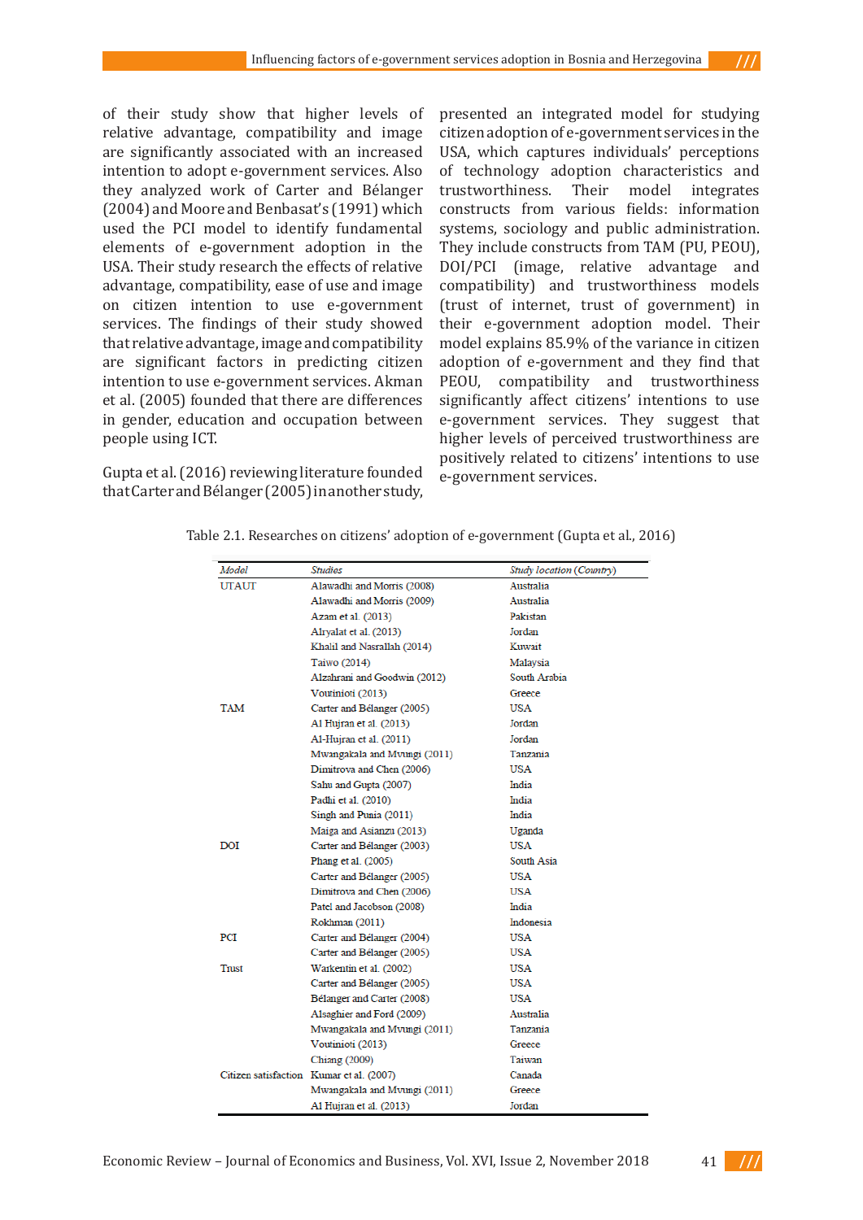of their study show that higher levels of relative advantage, compatibility and image are significantly associated with an increased intention to adopt e-government services. Also they analyzed work of Carter and Bélanger (2004) and Moore and Benbasat's (1991) which used the PCI model to identify fundamental elements of e-government adoption in the USA. Their study research the effects of relative advantage, compatibility, ease of use and image on citizen intention to use e-government services. The findings of their study showed that relative advantage, image and compatibility are significant factors in predicting citizen intention to use e-government services. Akman et al. (2005) founded that there are differences in gender, education and occupation between people using ICT.

Gupta et al. (2016) reviewing literature founded that Carter and Bélanger (2005) in another study, presented an integrated model for studying citizen adoption of e-government services in the USA, which captures individuals' perceptions of technology adoption characteristics and trustworthiness. Their model integrates constructs from various fields: information systems, sociology and public administration. They include constructs from TAM (PU, PEOU), DOI/PCI (image, relative advantage and compatibility) and trustworthiness models (trust of internet, trust of government) in their e-government adoption model. Their model explains 85.9% of the variance in citizen adoption of e-government and they find that PEOU, compatibility and trustworthiness significantly affect citizens' intentions to use e-government services. They suggest that higher levels of perceived trustworthiness are positively related to citizens' intentions to use e-government services.

Table 2.1. Researches on citizens' adoption of e-government (Gupta et al., 2016)

| *Model* | *Studies* | *Study location (Country)* |
|---|---|---|
| UTAUT | Alawadhi and Morris (2008) | Australia |
| | Alawadhi and Morris (2009) | Australia |
| | Azam et al. (2013) | Pakistan |
| | Alryalat et al. (2013) | Jordan |
| | Khalil and Nasrallah (2014) | Kuwait |
| | Taiwo (2014) | Malaysia |
| | Alzahrani and Goodwin (2012) | South Arabia |
| | Voutinioti (2013) | Greece |
| TAM | Carter and Bélanger (2005) | USA |
| | Al Hujran et al. (2013) | Jordan |
| | Al-Hujran et al. (2011) | Jordan |
| | Mwangakala and Mvungi (2011) | Tanzania |
| | Dimitrova and Chen (2006) | USA |
| | Sahu and Gupta (2007) | India |
| | Padhi et al. (2010) | India |
| | Singh and Punia (2011) | India |
| | Maiga and Asianzu (2013) | Uganda |
| DOI | Carter and Bélanger (2003) | USA |
| | Phang et al. (2005) | South Asia |
| | Carter and Bélanger (2005) | USA |
| | Dimitrova and Chen (2006) | USA |
| | Patel and Jacobson (2008) | India |
| | Rokhman (2011) | Indonesia |
| PCI | Carter and Bélanger (2004) | USA |
| | Carter and Bélanger (2005) | USA |
| Trust | Warkentin et al. (2002) | USA |
| | Carter and Bélanger (2005) | USA |
| | Bélanger and Carter (2008) | USA |
| | Alsaghier and Ford (2009) | Australia |
| | Mwangakala and Mvungi (2011) | Tanzania |
| | Voutinioti (2013) | Greece |
| | Chiang (2009) | Taiwan |
| Citizen satisfaction | Kumar et al. (2007) | Canada |
| | Mwangakala and Mvungi (2011) | Greece |
| | Al Hujran et al. (2013) | Jordan |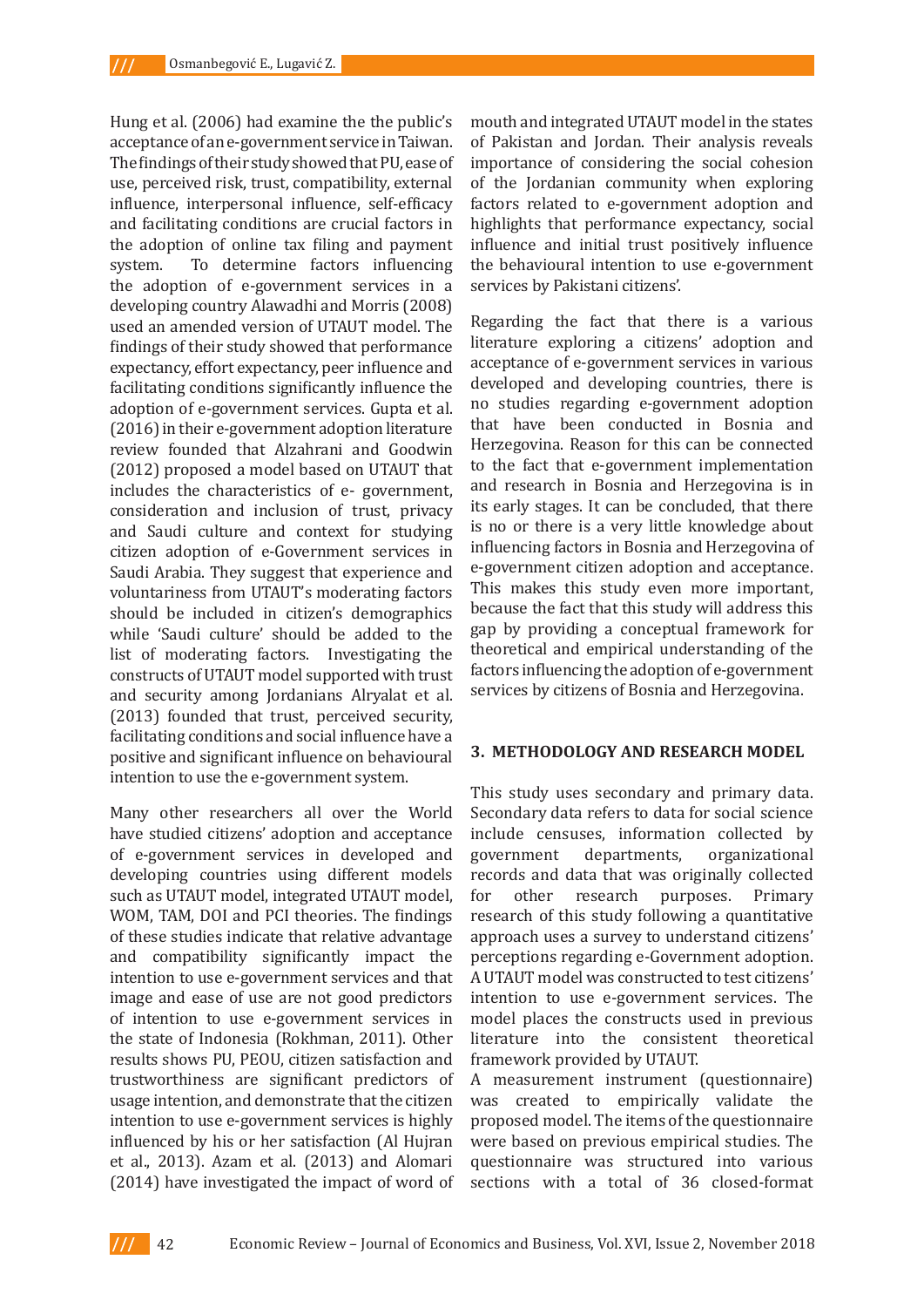Hung et al. (2006) had examine the the public's acceptance of an e-government service in Taiwan. The findings of their study showed that PU, ease of use, perceived risk, trust, compatibility, external influence, interpersonal influence, self-efficacy and facilitating conditions are crucial factors in the adoption of online tax filing and payment system. To determine factors influencing the adoption of e-government services in a developing country Alawadhi and Morris (2008) used an amended version of UTAUT model. The findings of their study showed that performance expectancy, effort expectancy, peer influence and facilitating conditions significantly influence the adoption of e-government services. Gupta et al. (2016) in their e-government adoption literature review founded that Alzahrani and Goodwin (2012) proposed a model based on UTAUT that includes the characteristics of e- government, consideration and inclusion of trust, privacy and Saudi culture and context for studying citizen adoption of e-Government services in Saudi Arabia. They suggest that experience and voluntariness from UTAUT's moderating factors should be included in citizen's demographics while 'Saudi culture' should be added to the list of moderating factors. Investigating the constructs of UTAUT model supported with trust and security among Jordanians Alryalat et al. (2013) founded that trust, perceived security, facilitating conditions and social influence have a positive and significant influence on behavioural intention to use the e-government system.

Many other researchers all over the World have studied citizens' adoption and acceptance of e-government services in developed and developing countries using different models such as UTAUT model, integrated UTAUT model, WOM, TAM, DOI and PCI theories. The findings of these studies indicate that relative advantage and compatibility significantly impact the intention to use e-government services and that image and ease of use are not good predictors of intention to use e-government services in the state of Indonesia (Rokhman, 2011). Other results shows PU, PEOU, citizen satisfaction and trustworthiness are significant predictors of usage intention, and demonstrate that the citizen intention to use e-government services is highly influenced by his or her satisfaction (Al Hujran et al., 2013). Azam et al. (2013) and Alomari (2014) have investigated the impact of word of mouth and integrated UTAUT model in the states of Pakistan and Jordan. Their analysis reveals importance of considering the social cohesion of the Jordanian community when exploring factors related to e-government adoption and highlights that performance expectancy, social influence and initial trust positively influence the behavioural intention to use e-government services by Pakistani citizens'.

Regarding the fact that there is a various literature exploring a citizens' adoption and acceptance of e-government services in various developed and developing countries, there is no studies regarding e-government adoption that have been conducted in Bosnia and Herzegovina. Reason for this can be connected to the fact that e-government implementation and research in Bosnia and Herzegovina is in its early stages. It can be concluded, that there is no or there is a very little knowledge about influencing factors in Bosnia and Herzegovina of e-government citizen adoption and acceptance. This makes this study even more important, because the fact that this study will address this gap by providing a conceptual framework for theoretical and empirical understanding of the factors influencing the adoption of e-government services by citizens of Bosnia and Herzegovina.

## 3. METHODOLOGY AND RESEARCH MODEL

This study uses secondary and primary data. Secondary data refers to data for social science include censuses, information collected by government departments, organizational records and data that was originally collected for other research purposes. Primary research of this study following a quantitative approach uses a survey to understand citizens' perceptions regarding e-Government adoption. A UTAUT model was constructed to test citizens' intention to use e-government services. The model places the constructs used in previous literature into the consistent theoretical framework provided by UTAUT.

A measurement instrument (questionnaire) was created to empirically validate the proposed model. The items of the questionnaire were based on previous empirical studies. The questionnaire was structured into various sections with a total of 36 closed-format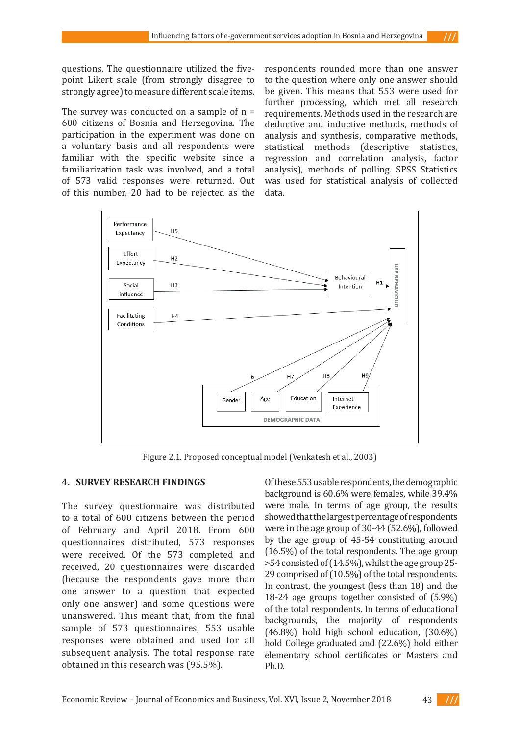questions. The questionnaire utilized the five-point Likert scale (from strongly disagree to strongly agree) to measure different scale items.

The survey was conducted on a sample of n = 600 citizens of Bosnia and Herzegovina. The participation in the experiment was done on a voluntary basis and all respondents were familiar with the specific website since a familiarization task was involved, and a total of 573 valid responses were returned. Out of this number, 20 had to be rejected as the respondents rounded more than one answer to the question where only one answer should be given. This means that 553 were used for further processing, which met all research requirements. Methods used in the research are deductive and inductive methods, methods of analysis and synthesis, comparative methods, statistical methods (descriptive statistics, regression and correlation analysis, factor analysis), methods of polling. SPSS Statistics was used for statistical analysis of collected data.

Figure 2.1. Proposed conceptual model (Venkatesh et al., 2003)

## 4. SURVEY RESEARCH FINDINGS

The survey questionnaire was distributed to a total of 600 citizens between the period of February and April 2018. From 600 questionnaires distributed, 573 responses were received. Of the 573 completed and received, 20 questionnaires were discarded (because the respondents gave more than one answer to a question that expected only one answer) and some questions were unanswered. This meant that, from the final sample of 573 questionnaires, 553 usable responses were obtained and used for all subsequent analysis. The total response rate obtained in this research was (95.5%).

Of these 553 usable respondents, the demographic background is 60.6% were females, while 39.4% were male. In terms of age group, the results showed that the largest percentage of respondents were in the age group of 30-44 (52.6%), followed by the age group of 45-54 constituting around (16.5%) of the total respondents. The age group >54 consisted of (14.5%), whilst the age group 25-29 comprised of (10.5%) of the total respondents. In contrast, the youngest (less than 18) and the 18-24 age groups together consisted of (5.9%) of the total respondents. In terms of educational backgrounds, the majority of respondents (46.8%) hold high school education, (30.6%) hold College graduated and (22.6%) hold either elementary school certificates or Masters and Ph.D.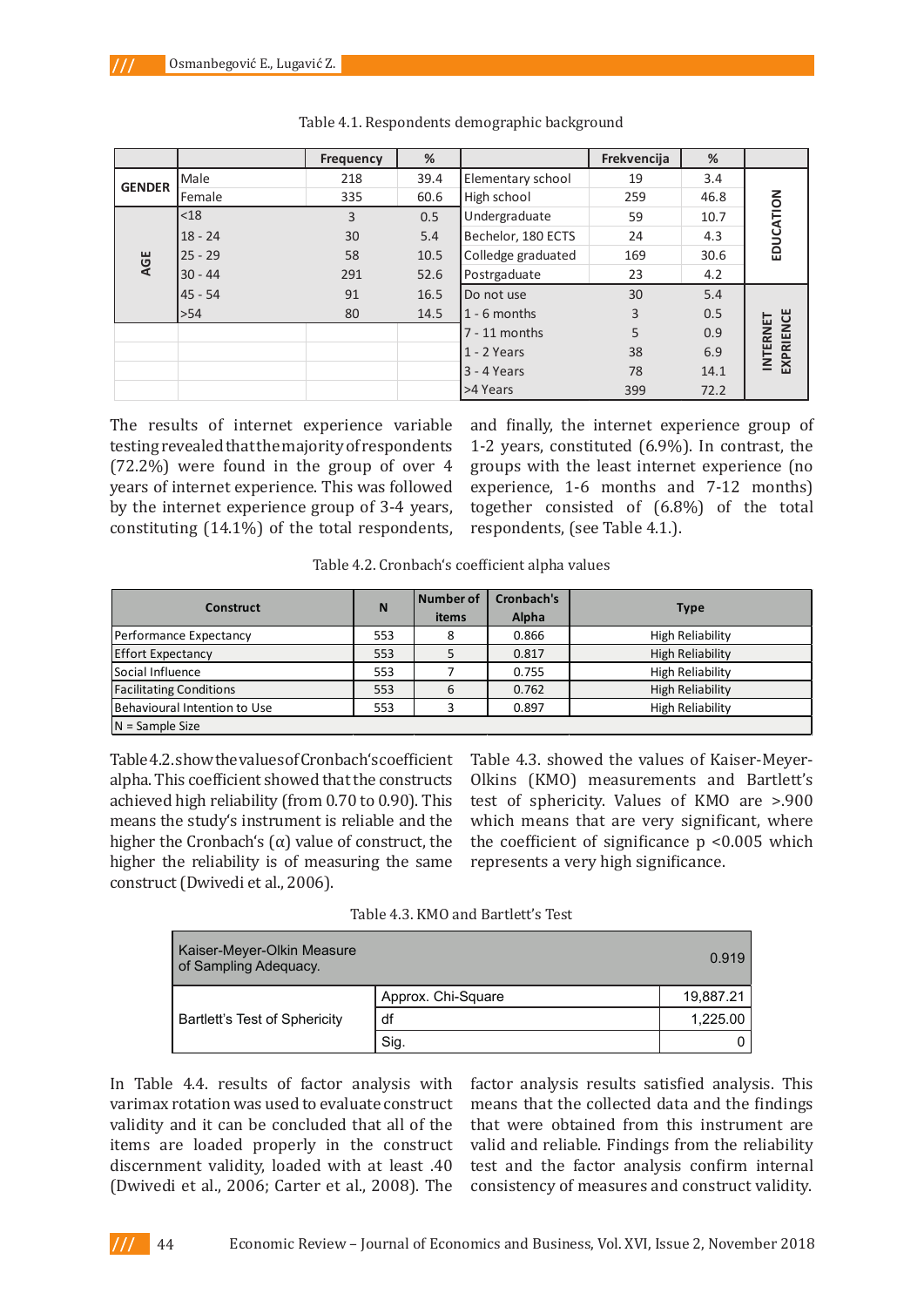Table 4.1. Respondents demographic background

| | | Frequency | % | | Frekvencija | % | |
|---|---|---|---|---|---|---|---|
| GENDER | Male | 218 | 39.4 | Elementary school | 19 | 3.4 | EDUCATION |
| | Female | 335 | 60.6 | High school | 259 | 46.8 | |
| AGE | <18 | 3 | 0.5 | Undergraduate | 59 | 10.7 | |
| | 18 - 24 | 30 | 5.4 | Bechelor, 180 ECTS | 24 | 4.3 | |
| | 25 - 29 | 58 | 10.5 | Colledge graduated | 169 | 30.6 | |
| | 30 - 44 | 291 | 52.6 | Postrgaduate | 23 | 4.2 | |
| | 45 - 54 | 91 | 16.5 | Do not use | 30 | 5.4 | INTERNET EXPRIENCE |
| | >54 | 80 | 14.5 | 1 - 6 months | 3 | 0.5 | |
| | | | | 7 - 11 months | 5 | 0.9 | |
| | | | | 1 - 2 Years | 38 | 6.9 | |
| | | | | 3 - 4 Years | 78 | 14.1 | |
| | | | | >4 Years | 399 | 72.2 | |

The results of internet experience variable testing revealed that the majority of respondents (72.2%) were found in the group of over 4 years of internet experience. This was followed by the internet experience group of 3-4 years, constituting (14.1%) of the total respondents, and finally, the internet experience group of 1-2 years, constituted (6.9%). In contrast, the groups with the least internet experience (no experience, 1-6 months and 7-12 months) together consisted of (6.8%) of the total respondents, (see Table 4.1.).

Table 4.2. Cronbach's coefficient alpha values

| Construct | N | Number of items | Cronbach's Alpha | Type |
|---|---|---|---|---|
| Performance Expectancy | 553 | 8 | 0.866 | High Reliability |
| Effort Expectancy | 553 | 5 | 0.817 | High Reliability |
| Social Influence | 553 | 7 | 0.755 | High Reliability |
| Facilitating Conditions | 553 | 6 | 0.762 | High Reliability |
| Behavioural Intention to Use | 553 | 3 | 0.897 | High Reliability |
| N = Sample Size | | | | |

Table 4.2. show the values of Cronbach's coefficient alpha. This coefficient showed that the constructs achieved high reliability (from 0.70 to 0.90). This means the study's instrument is reliable and the higher the Cronbach's (α) value of construct, the higher the reliability is of measuring the same construct (Dwivedi et al., 2006).

Table 4.3. showed the values of Kaiser-Meyer-Olkins (KMO) measurements and Bartlett's test of sphericity. Values of KMO are >.900 which means that are very significant, where the coefficient of significance p <0.005 which represents a very high significance.

Table 4.3. KMO and Bartlett's Test

| | | |
|---|---|---|
| Kaiser-Meyer-Olkin Measure of Sampling Adequacy. | | 0.919 |
| Bartlett's Test of Sphericity | Approx. Chi-Square | 19,887.21 |
| | df | 1,225.00 |
| | Sig. | 0 |

In Table 4.4. results of factor analysis with varimax rotation was used to evaluate construct validity and it can be concluded that all of the items are loaded properly in the construct discernment validity, loaded with at least .40 (Dwivedi et al., 2006; Carter et al., 2008). The factor analysis results satisfied analysis. This means that the collected data and the findings that were obtained from this instrument are valid and reliable. Findings from the reliability test and the factor analysis confirm internal consistency of measures and construct validity.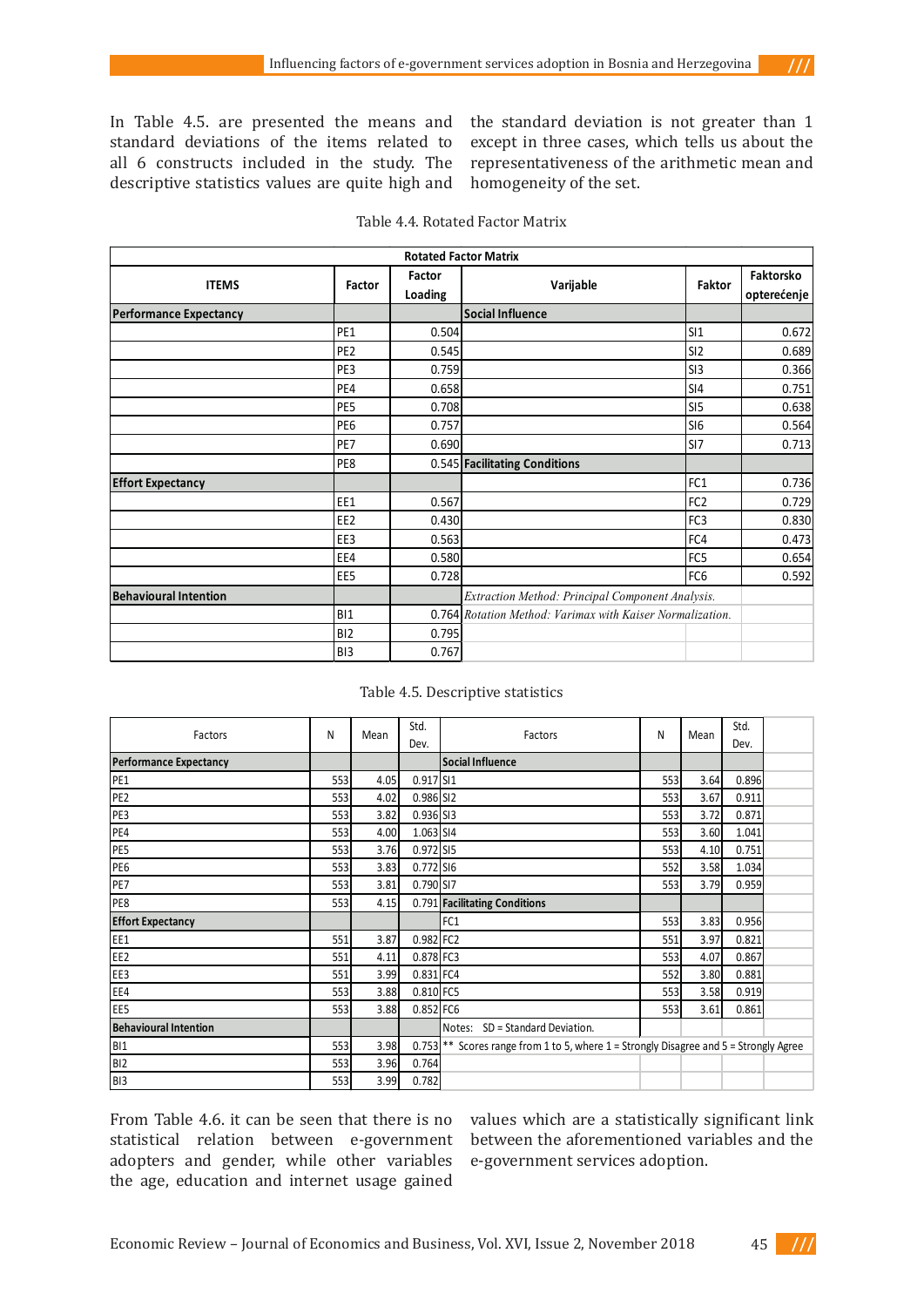In Table 4.5. are presented the means and standard deviations of the items related to all 6 constructs included in the study. The descriptive statistics values are quite high and the standard deviation is not greater than 1 except in three cases, which tells us about the representativeness of the arithmetic mean and homogeneity of the set.

Table 4.4. Rotated Factor Matrix

| **Rotated Factor Matrix** | | | | | |
|---|---|---|---|---|---|
| **ITEMS** | **Factor** | **Factor Loading** | **Varijable** | **Faktor** | **Faktorsko opterećenje** |
| **Performance Expectancy** | | | **Social Influence** | | |
| | PE1 | 0.504 | | SI1 | 0.672 |
| | PE2 | 0.545 | | SI2 | 0.689 |
| | PE3 | 0.759 | | SI3 | 0.366 |
| | PE4 | 0.658 | | SI4 | 0.751 |
| | PE5 | 0.708 | | SI5 | 0.638 |
| | PE6 | 0.757 | | SI6 | 0.564 |
| | PE7 | 0.690 | | SI7 | 0.713 |
| | PE8 | 0.545 | **Facilitating Conditions** | | |
| **Effort Expectancy** | | | | FC1 | 0.736 |
| | EE1 | 0.567 | | FC2 | 0.729 |
| | EE2 | 0.430 | | FC3 | 0.830 |
| | EE3 | 0.563 | | FC4 | 0.473 |
| | EE4 | 0.580 | | FC5 | 0.654 |
| | EE5 | 0.728 | | FC6 | 0.592 |
| **Behavioural Intention** | | | *Extraction Method: Principal Component Analysis.* | | |
| | BI1 | 0.764 | *Rotation Method: Varimax with Kaiser Normalization.* | | |
| | BI2 | 0.795 | | | |
| | BI3 | 0.767 | | | |

Table 4.5. Descriptive statistics

| Factors | N | Mean | Std. Dev. | Factors | N | Mean | Std. Dev. |
|---|---|---|---|---|---|---|---|
| **Performance Expectancy** | | | | **Social Influence** | | | |
| PE1 | 553 | 4.05 | 0.917 | SI1 | 553 | 3.64 | 0.896 |
| PE2 | 553 | 4.02 | 0.986 | SI2 | 553 | 3.67 | 0.911 |
| PE3 | 553 | 3.82 | 0.936 | SI3 | 553 | 3.72 | 0.871 |
| PE4 | 553 | 4.00 | 1.063 | SI4 | 553 | 3.60 | 1.041 |
| PE5 | 553 | 3.76 | 0.972 | SI5 | 553 | 4.10 | 0.751 |
| PE6 | 553 | 3.83 | 0.772 | SI6 | 552 | 3.58 | 1.034 |
| PE7 | 553 | 3.81 | 0.790 | SI7 | 553 | 3.79 | 0.959 |
| PE8 | 553 | 4.15 | 0.791 | **Facilitating Conditions** | | | |
| **Effort Expectancy** | | | | FC1 | 553 | 3.83 | 0.956 |
| EE1 | 551 | 3.87 | 0.982 | FC2 | 551 | 3.97 | 0.821 |
| EE2 | 551 | 4.11 | 0.878 | FC3 | 553 | 4.07 | 0.867 |
| EE3 | 551 | 3.99 | 0.831 | FC4 | 552 | 3.80 | 0.881 |
| EE4 | 553 | 3.88 | 0.810 | FC5 | 553 | 3.58 | 0.919 |
| EE5 | 553 | 3.88 | 0.852 | FC6 | 553 | 3.61 | 0.861 |
| **Behavioural Intention** | | | | Notes: SD = Standard Deviation. | | | |
| BI1 | 553 | 3.98 | 0.753 | ** Scores range from 1 to 5, where 1 = Strongly Disagree and 5 = Strongly Agree | | | |
| BI2 | 553 | 3.96 | 0.764 | | | | |
| BI3 | 553 | 3.99 | 0.782 | | | | |

From Table 4.6. it can be seen that there is no statistical relation between e-government adopters and gender, while other variables the age, education and internet usage gained values which are a statistically significant link between the aforementioned variables and the e-government services adoption.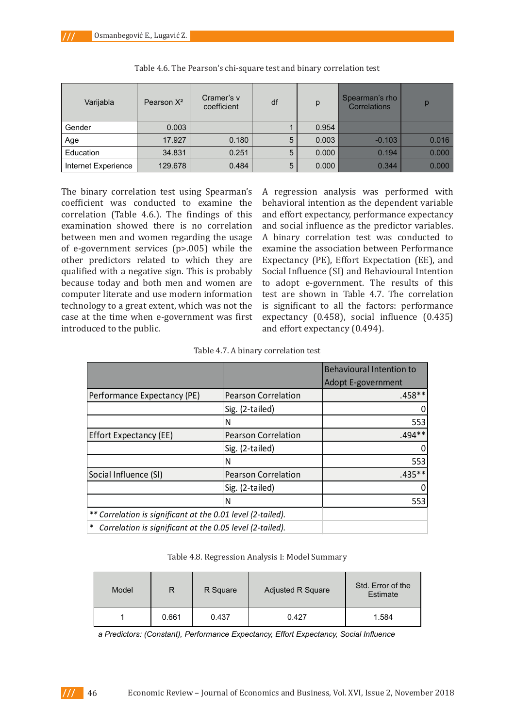Table 4.6. The Pearson's chi-square test and binary correlation test

| Varijabla | Pearson $X^2$ | Cramer's v coefficient | df | p | Spearman's rho Correlations | p |
|---|---|---|---|---|---|---|
| Gender | 0.003 | | 1 | 0.954 | | |
| Age | 17.927 | 0.180 | 5 | 0.003 | -0.103 | 0.016 |
| Education | 34.831 | 0.251 | 5 | 0.000 | 0.194 | 0.000 |
| Internet Experience | 129.678 | 0.484 | 5 | 0.000 | 0.344 | 0.000 |

The binary correlation test using Spearman's coefficient was conducted to examine the correlation (Table 4.6.). The findings of this examination showed there is no correlation between men and women regarding the usage of e-government services (p>.005) while the other predictors related to which they are qualified with a negative sign. This is probably because today and both men and women are computer literate and use modern information technology to a great extent, which was not the case at the time when e-government was first introduced to the public.

A regression analysis was performed with behavioral intention as the dependent variable and effort expectancy, performance expectancy and social influence as the predictor variables. A binary correlation test was conducted to examine the association between Performance Expectancy (PE), Effort Expectation (EE), and Social Influence (SI) and Behavioural Intention to adopt e-government. The results of this test are shown in Table 4.7. The correlation is significant to all the factors: performance expectancy (0.458), social influence (0.435) and effort expectancy (0.494).

Table 4.7. A binary correlation test

| | | Behavioural Intention to Adopt E-government |
|---|---|---|
| Performance Expectancy (PE) | Pearson Correlation | .458** |
| | Sig. (2-tailed) | 0 |
| | N | 553 |
| Effort Expectancy (EE) | Pearson Correlation | .494** |
| | Sig. (2-tailed) | 0 |
| | N | 553 |
| Social Influence (SI) | Pearson Correlation | .435** |
| | Sig. (2-tailed) | 0 |
| | N | 553 |
| *** Correlation is significant at the 0.01 level (2-tailed).* | | |
| ** Correlation is significant at the 0.05 level (2-tailed).* | | |

Table 4.8. Regression Analysis I: Model Summary

| Model | R | R Square | Adjusted R Square | Std. Error of the Estimate |
|---|---|---|---|---|
| 1 | 0.661 | 0.437 | 0.427 | 1.584 |

*a Predictors: (Constant), Performance Expectancy, Effort Expectancy, Social Influence*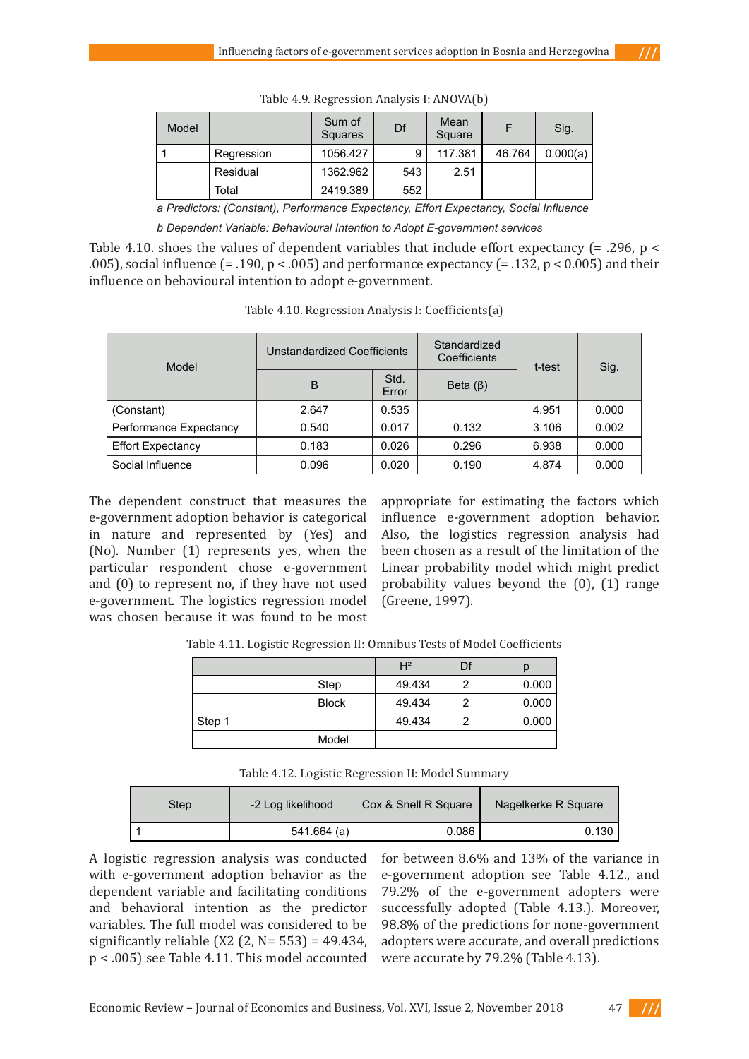Table 4.9. Regression Analysis I: ANOVA(b)

| Model | | Sum of Squares | Df | Mean Square | F | Sig. |
|---|---|---|---|---|---|---|
| 1 | Regression | 1056.427 | 9 | 117.381 | 46.764 | 0.000(a) |
| | Residual | 1362.962 | 543 | 2.51 | | |
| | Total | 2419.389 | 552 | | | |

*a Predictors: (Constant), Performance Expectancy, Effort Expectancy, Social Influence*

*b Dependent Variable: Behavioural Intention to Adopt E-government services*

Table 4.10. shoes the values of dependent variables that include effort expectancy (= .296, p < .005), social influence (= .190, p < .005) and performance expectancy (= .132, p < 0.005) and their influence on behavioural intention to adopt e-government.

Table 4.10. Regression Analysis I: Coefficients(a)

| Model | Unstandardized Coefficients | | Standardized Coefficients | t-test | Sig. |
|---|---|---|---|---|---|
| | B | Std. Error | Beta (β) | | |
| (Constant) | 2.647 | 0.535 | | 4.951 | 0.000 |
| Performance Expectancy | 0.540 | 0.017 | 0.132 | 3.106 | 0.002 |
| Effort Expectancy | 0.183 | 0.026 | 0.296 | 6.938 | 0.000 |
| Social Influence | 0.096 | 0.020 | 0.190 | 4.874 | 0.000 |

The dependent construct that measures the e-government adoption behavior is categorical in nature and represented by (Yes) and (No). Number (1) represents yes, when the particular respondent chose e-government and (0) to represent no, if they have not used e-government. The logistics regression model was chosen because it was found to be most appropriate for estimating the factors which influence e-government adoption behavior. Also, the logistics regression analysis had been chosen as a result of the limitation of the Linear probability model which might predict probability values beyond the (0), (1) range (Greene, 1997).

Table 4.11. Logistic Regression II: Omnibus Tests of Model Coefficients

| | | H² | Df | p |
|---|---|---|---|---|
| | Step | 49.434 | 2 | 0.000 |
| | Block | 49.434 | 2 | 0.000 |
| Step 1 | | 49.434 | 2 | 0.000 |
| | Model | | | |

Table 4.12. Logistic Regression II: Model Summary

| Step | -2 Log likelihood | Cox & Snell R Square | Nagelkerke R Square |
|---|---|---|---|
| 1 | 541.664 (a) | 0.086 | 0.130 |

A logistic regression analysis was conducted with e-government adoption behavior as the dependent variable and facilitating conditions and behavioral intention as the predictor variables. The full model was considered to be significantly reliable (X2 (2, N= 553) = 49.434, p < .005) see Table 4.11. This model accounted for between 8.6% and 13% of the variance in e-government adoption see Table 4.12., and 79.2% of the e-government adopters were successfully adopted (Table 4.13.). Moreover, 98.8% of the predictions for none-government adopters were accurate, and overall predictions were accurate by 79.2% (Table 4.13).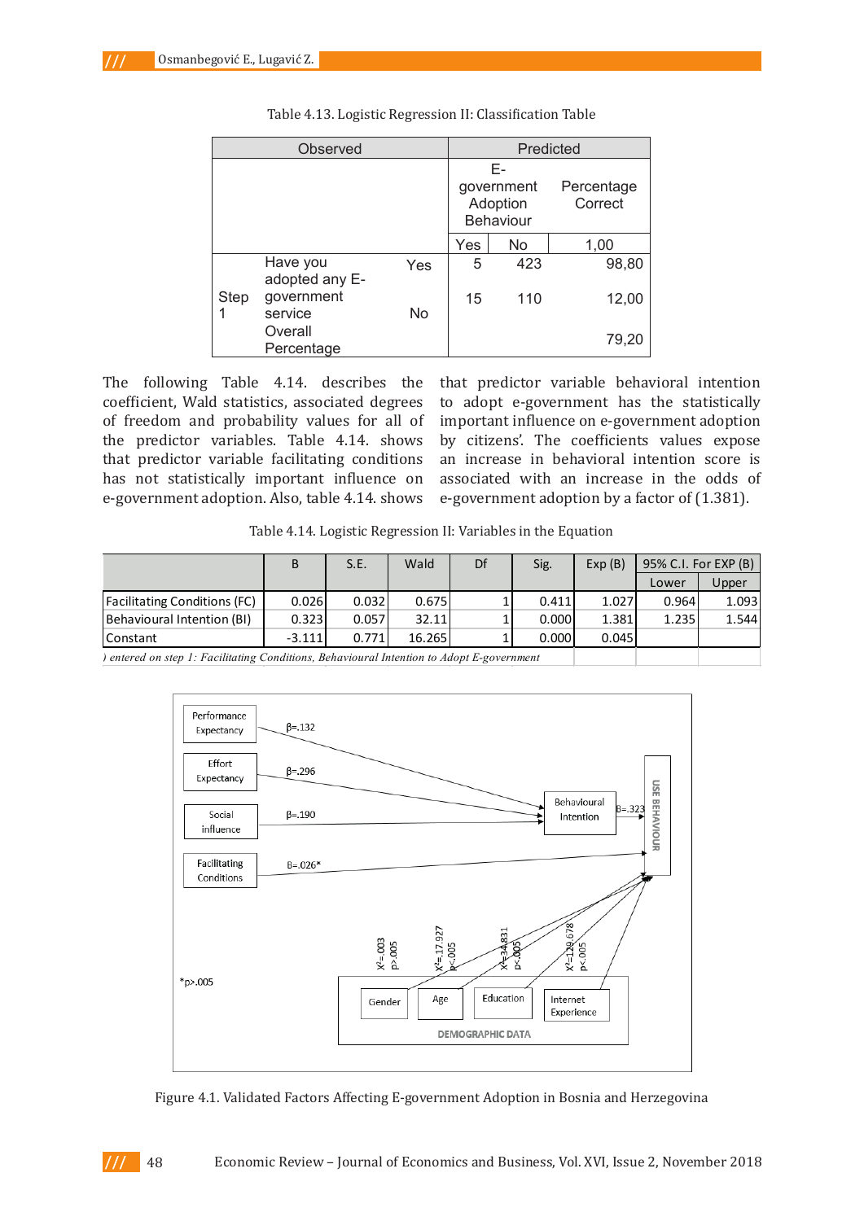Table 4.13. Logistic Regression II: Classification Table

| Observed | | | Predicted | | |
|---|---|---|---|---|---|
| | | | E-government Adoption Behaviour | | Percentage Correct |
| | | | Yes | No | 1,00 |
| Step 1 | Have you adopted any E-government service | Yes | 5 | 423 | 98,80 |
| | | No | 15 | 110 | 12,00 |
| | Overall Percentage | | | | 79,20 |

The following Table 4.14. describes the coefficient, Wald statistics, associated degrees of freedom and probability values for all of the predictor variables. Table 4.14. shows that predictor variable facilitating conditions has not statistically important influence on e-government adoption. Also, table 4.14. shows that predictor variable behavioral intention to adopt e-government has the statistically important influence on e-government adoption by citizens'. The coefficients values expose an increase in behavioral intention score is associated with an increase in the odds of e-government adoption by a factor of (1.381).

Table 4.14. Logistic Regression II: Variables in the Equation

| | B | S.E. | Wald | Df | Sig. | Exp (B) | 95% C.I. For EXP (B) | |
|---|---|---|---|---|---|---|---|---|
| | | | | | | | Lower | Upper |
| Facilitating Conditions (FC) | 0.026 | 0.032 | 0.675 | 1 | 0.411 | 1.027 | 0.964 | 1.093 |
| Behavioural Intention (BI) | 0.323 | 0.057 | 32.11 | 1 | 0.000 | 1.381 | 1.235 | 1.544 |
| Constant | -3.111 | 0.771 | 16.265 | 1 | 0.000 | 0.045 | | |

*) entered on step 1: Facilitating Conditions, Behavioural Intention to Adopt E-government*

Figure 4.1. Validated Factors Affecting E-government Adoption in Bosnia and Herzegovina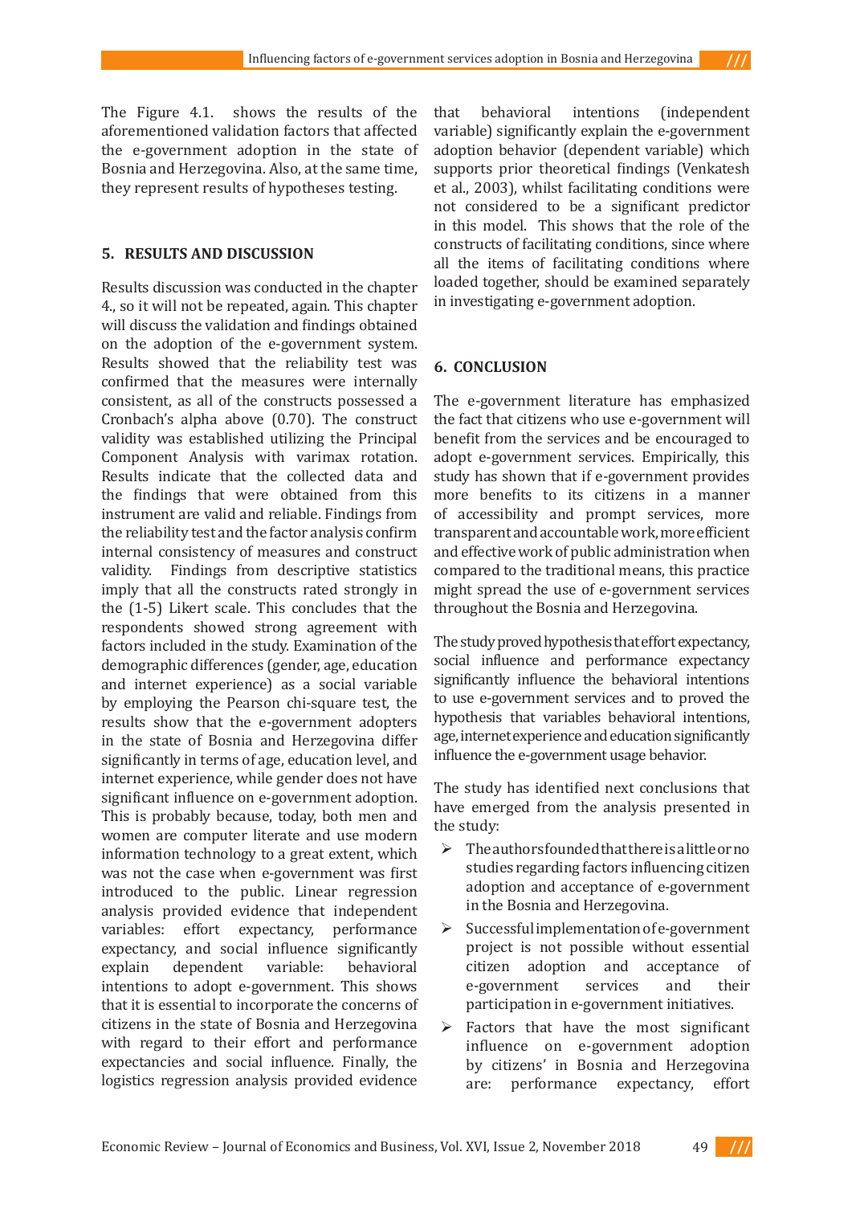The Figure 4.1. shows the results of the aforementioned validation factors that affected the e-government adoption in the state of Bosnia and Herzegovina. Also, at the same time, they represent results of hypotheses testing.

## 5. RESULTS AND DISCUSSION

Results discussion was conducted in the chapter 4., so it will not be repeated, again. This chapter will discuss the validation and findings obtained on the adoption of the e-government system. Results showed that the reliability test was confirmed that the measures were internally consistent, as all of the constructs possessed a Cronbach's alpha above (0.70). The construct validity was established utilizing the Principal Component Analysis with varimax rotation. Results indicate that the collected data and the findings that were obtained from this instrument are valid and reliable. Findings from the reliability test and the factor analysis confirm internal consistency of measures and construct validity. Findings from descriptive statistics imply that all the constructs rated strongly in the (1-5) Likert scale. This concludes that the respondents showed strong agreement with factors included in the study. Examination of the demographic differences (gender, age, education and internet experience) as a social variable by employing the Pearson chi-square test, the results show that the e-government adopters in the state of Bosnia and Herzegovina differ significantly in terms of age, education level, and internet experience, while gender does not have significant influence on e-government adoption. This is probably because, today, both men and women are computer literate and use modern information technology to a great extent, which was not the case when e-government was first introduced to the public. Linear regression analysis provided evidence that independent variables: effort expectancy, performance expectancy, and social influence significantly explain dependent variable: behavioral intentions to adopt e-government. This shows that it is essential to incorporate the concerns of citizens in the state of Bosnia and Herzegovina with regard to their effort and performance expectancies and social influence. Finally, the logistics regression analysis provided evidence that behavioral intentions (independent variable) significantly explain the e-government adoption behavior (dependent variable) which supports prior theoretical findings (Venkatesh et al., 2003), whilst facilitating conditions were not considered to be a significant predictor in this model. This shows that the role of the constructs of facilitating conditions, since where all the items of facilitating conditions where loaded together, should be examined separately in investigating e-government adoption.

## 6. CONCLUSION

The e-government literature has emphasized the fact that citizens who use e-government will benefit from the services and be encouraged to adopt e-government services. Empirically, this study has shown that if e-government provides more benefits to its citizens in a manner of accessibility and prompt services, more transparent and accountable work, more efficient and effective work of public administration when compared to the traditional means, this practice might spread the use of e-government services throughout the Bosnia and Herzegovina.

The study proved hypothesis that effort expectancy, social influence and performance expectancy significantly influence the behavioral intentions to use e-government services and to proved the hypothesis that variables behavioral intentions, age, internet experience and education significantly influence the e-government usage behavior.

The study has identified next conclusions that have emerged from the analysis presented in the study:

- The authors founded that there is a little or no studies regarding factors influencing citizen adoption and acceptance of e-government in the Bosnia and Herzegovina.
- Successful implementation of e-government project is not possible without essential citizen adoption and acceptance of e-government services and their participation in e-government initiatives.
- Factors that have the most significant influence on e-government adoption by citizens' in Bosnia and Herzegovina are: performance expectancy, effort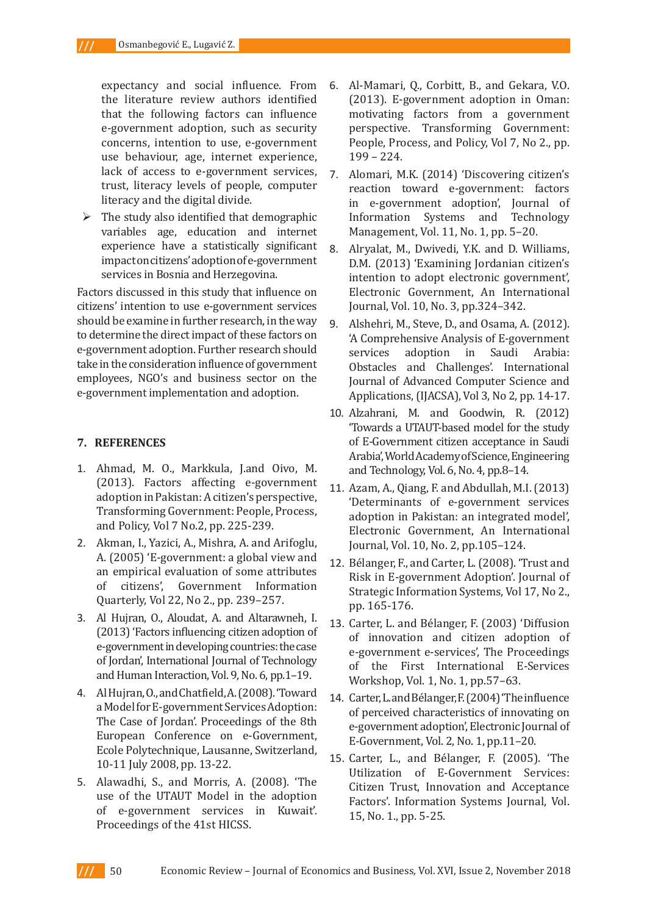expectancy and social influence. From the literature review authors identified that the following factors can influence e-government adoption, such as security concerns, intention to use, e-government use behaviour, age, internet experience, lack of access to e-government services, trust, literacy levels of people, computer literacy and the digital divide.

- The study also identified that demographic variables age, education and internet experience have a statistically significant impact on citizens' adoption of e-government services in Bosnia and Herzegovina.

Factors discussed in this study that influence on citizens' intention to use e-government services should be examine in further research, in the way to determine the direct impact of these factors on e-government adoption. Further research should take in the consideration influence of government employees, NGO's and business sector on the e-government implementation and adoption.

## 7. REFERENCES

1. Ahmad, M. O., Markkula, J.and Oivo, M. (2013). Factors affecting e-government adoption in Pakistan: A citizen's perspective, Transforming Government: People, Process, and Policy, Vol 7 No.2, pp. 225-239.
2. Akman, I., Yazici, A., Mishra, A. and Arifoglu, A. (2005) 'E-government: a global view and an empirical evaluation of some attributes of citizens', Government Information Quarterly, Vol 22, No 2., pp. 239–257.
3. Al Hujran, O., Aloudat, A. and Altarawneh, I. (2013) 'Factors influencing citizen adoption of e-government in developing countries: the case of Jordan', International Journal of Technology and Human Interaction, Vol. 9, No. 6, pp.1–19.
4. Al Hujran, O., and Chatfield, A. (2008). 'Toward a Model for E-government Services Adoption: The Case of Jordan'. Proceedings of the 8th European Conference on e-Government, Ecole Polytechnique, Lausanne, Switzerland, 10-11 July 2008, pp. 13-22.
5. Alawadhi, S., and Morris, A. (2008). 'The use of the UTAUT Model in the adoption of e-government services in Kuwait'. Proceedings of the 41st HICSS.
6. Al-Mamari, Q., Corbitt, B., and Gekara, V.O. (2013). E-government adoption in Oman: motivating factors from a government perspective. Transforming Government: People, Process, and Policy, Vol 7, No 2., pp. 199 – 224.
7. Alomari, M.K. (2014) 'Discovering citizen's reaction toward e-government: factors in e-government adoption', Journal of Information Systems and Technology Management, Vol. 11, No. 1, pp. 5–20.
8. Alryalat, M., Dwivedi, Y.K. and D. Williams, D.M. (2013) 'Examining Jordanian citizen's intention to adopt electronic government', Electronic Government, An International Journal, Vol. 10, No. 3, pp.324–342.
9. Alshehri, M., Steve, D., and Osama, A. (2012). 'A Comprehensive Analysis of E-government services adoption in Saudi Arabia: Obstacles and Challenges'. International Journal of Advanced Computer Science and Applications, (IJACSA), Vol 3, No 2, pp. 14-17.
10. Alzahrani, M. and Goodwin, R. (2012) 'Towards a UTAUT-based model for the study of E-Government citizen acceptance in Saudi Arabia', World Academy of Science, Engineering and Technology, Vol. 6, No. 4, pp.8–14.
11. Azam, A., Qiang, F. and Abdullah, M.I. (2013) 'Determinants of e-government services adoption in Pakistan: an integrated model', Electronic Government, An International Journal, Vol. 10, No. 2, pp.105–124.
12. Bélanger, F., and Carter, L. (2008). 'Trust and Risk in E-government Adoption'. Journal of Strategic Information Systems, Vol 17, No 2., pp. 165-176.
13. Carter, L. and Bélanger, F. (2003) 'Diffusion of innovation and citizen adoption of e-government e-services', The Proceedings of the First International E-Services Workshop, Vol. 1, No. 1, pp.57–63.
14. Carter, L. and Bélanger, F. (2004) 'The influence of perceived characteristics of innovating on e-government adoption', Electronic Journal of E-Government, Vol. 2, No. 1, pp.11–20.
15. Carter, L., and Bélanger, F. (2005). 'The Utilization of E-Government Services: Citizen Trust, Innovation and Acceptance Factors'. Information Systems Journal, Vol. 15, No. 1., pp. 5-25.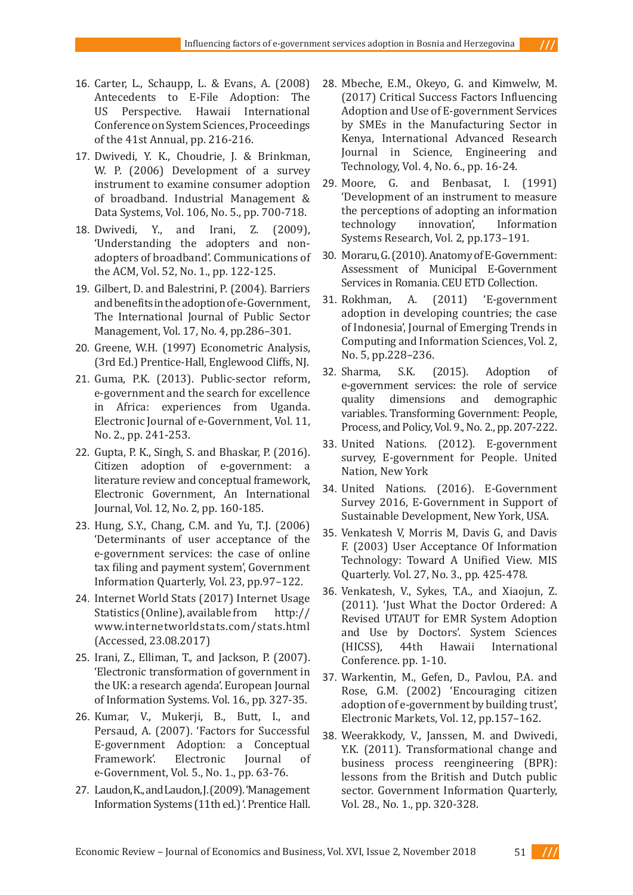16. Carter, L., Schaupp, L. & Evans, A. (2008) Antecedents to E-File Adoption: The US Perspective. Hawaii International Conference on System Sciences, Proceedings of the 41st Annual, pp. 216-216.
17. Dwivedi, Y. K., Choudrie, J. & Brinkman, W. P. (2006) Development of a survey instrument to examine consumer adoption of broadband. Industrial Management & Data Systems, Vol. 106, No. 5., pp. 700-718.
18. Dwivedi, Y., and Irani, Z. (2009), 'Understanding the adopters and non-adopters of broadband'. Communications of the ACM, Vol. 52, No. 1., pp. 122-125.
19. Gilbert, D. and Balestrini, P. (2004). Barriers and benefits in the adoption of e-Government, The International Journal of Public Sector Management, Vol. 17, No. 4, pp.286–301.
20. Greene, W.H. (1997) Econometric Analysis, (3rd Ed.) Prentice-Hall, Englewood Cliffs, NJ.
21. Guma, P.K. (2013). Public-sector reform, e-government and the search for excellence in Africa: experiences from Uganda. Electronic Journal of e-Government, Vol. 11, No. 2., pp. 241-253.
22. Gupta, P. K., Singh, S. and Bhaskar, P. (2016). Citizen adoption of e-government: a literature review and conceptual framework, Electronic Government, An International Journal, Vol. 12, No. 2, pp. 160-185.
23. Hung, S.Y., Chang, C.M. and Yu, T.J. (2006) 'Determinants of user acceptance of the e-government services: the case of online tax filing and payment system', Government Information Quarterly, Vol. 23, pp.97–122.
24. Internet World Stats (2017) Internet Usage Statistics (Online), available from http://www.internetworldstats.com/stats.html (Accessed, 23.08.2017)
25. Irani, Z., Elliman, T., and Jackson, P. (2007). 'Electronic transformation of government in the UK: a research agenda'. European Journal of Information Systems. Vol. 16., pp. 327-35.
26. Kumar, V., Mukerji, B., Butt, I., and Persaud, A. (2007). 'Factors for Successful E-government Adoption: a Conceptual Framework'. Electronic Journal of e-Government, Vol. 5., No. 1., pp. 63-76.
27. Laudon, K., and Laudon, J. (2009). 'Management Information Systems (11th ed.) '. Prentice Hall.
28. Mbeche, E.M., Okeyo, G. and Kimwelw, M. (2017) Critical Success Factors Influencing Adoption and Use of E-government Services by SMEs in the Manufacturing Sector in Kenya, International Advanced Research Journal in Science, Engineering and Technology, Vol. 4, No. 6., pp. 16-24.
29. Moore, G. and Benbasat, I. (1991) 'Development of an instrument to measure the perceptions of adopting an information technology innovation', Information Systems Research, Vol. 2, pp.173–191.
30. Moraru, G. (2010). Anatomy of E-Government: Assessment of Municipal E-Government Services in Romania. CEU ETD Collection.
31. Rokhman, A. (2011) 'E-government adoption in developing countries; the case of Indonesia', Journal of Emerging Trends in Computing and Information Sciences, Vol. 2, No. 5, pp.228–236.
32. Sharma, S.K. (2015). Adoption of e-government services: the role of service quality dimensions and demographic variables. Transforming Government: People, Process, and Policy, Vol. 9., No. 2., pp. 207-222.
33. United Nations. (2012). E-government survey, E-government for People. United Nation, New York
34. United Nations. (2016). E-Government Survey 2016, E-Government in Support of Sustainable Development, New York, USA.
35. Venkatesh V, Morris M, Davis G, and Davis F. (2003) User Acceptance Of Information Technology: Toward A Unified View. MIS Quarterly. Vol. 27, No. 3., pp. 425-478.
36. Venkatesh, V., Sykes, T.A., and Xiaojun, Z. (2011). 'Just What the Doctor Ordered: A Revised UTAUT for EMR System Adoption and Use by Doctors'. System Sciences (HICSS), 44th Hawaii International Conference. pp. 1-10.
37. Warkentin, M., Gefen, D., Pavlou, P.A. and Rose, G.M. (2002) 'Encouraging citizen adoption of e-government by building trust', Electronic Markets, Vol. 12, pp.157–162.
38. Weerakkody, V., Janssen, M. and Dwivedi, Y.K. (2011). Transformational change and business process reengineering (BPR): lessons from the British and Dutch public sector. Government Information Quarterly, Vol. 28., No. 1., pp. 320-328.